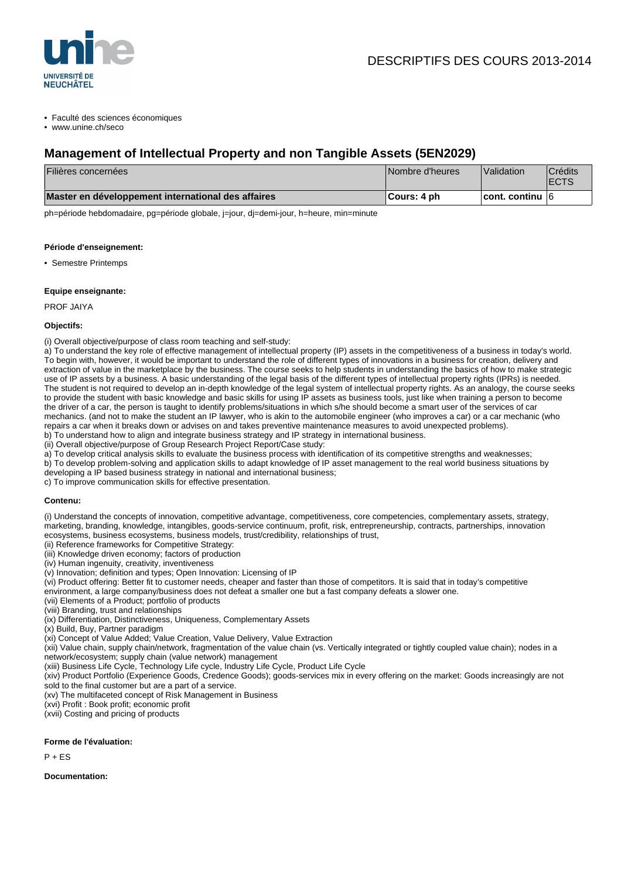DESCRIPTIFS DES COURS 2013-2014

- Faculté des sciences économiques
- www.unine.ch/seco

## Management of Intellectual Property and non Tangible Assets (5EN2029)

| Filières concernées | Nombre d'heures | Validation | Crédits ECTS |
|---|---|---|---|
| **Master en développement international des affaires** | **Cours: 4 ph** | **cont. continu** | 6 |

ph=période hebdomadaire, pg=période globale, j=jour, dj=demi-jour, h=heure, min=minute

**Période d'enseignement:**

- Semestre Printemps

**Equipe enseignante:**

PROF JAIYA

**Objectifs:**

(i) Overall objective/purpose of class room teaching and self-study:
a) To understand the key role of effective management of intellectual property (IP) assets in the competitiveness of a business in today's world. To begin with, however, it would be important to understand the role of different types of innovations in a business for creation, delivery and extraction of value in the marketplace by the business. The course seeks to help students in understanding the basics of how to make strategic use of IP assets by a business. A basic understanding of the legal basis of the different types of intellectual property rights (IPRs) is needed. The student is not required to develop an in-depth knowledge of the legal system of intellectual property rights. As an analogy, the course seeks to provide the student with basic knowledge and basic skills for using IP assets as business tools, just like when training a person to become the driver of a car, the person is taught to identify problems/situations in which s/he should become a smart user of the services of car mechanics. (and not to make the student an IP lawyer, who is akin to the automobile engineer (who improves a car) or a car mechanic (who repairs a car when it breaks down or advises on and takes preventive maintenance measures to avoid unexpected problems).
b) To understand how to align and integrate business strategy and IP strategy in international business.
(ii) Overall objective/purpose of Group Research Project Report/Case study:
a) To develop critical analysis skills to evaluate the business process with identification of its competitive strengths and weaknesses;
b) To develop problem-solving and application skills to adapt knowledge of IP asset management to the real world business situations by developing a IP based business strategy in national and international business;
c) To improve communication skills for effective presentation.

**Contenu:**

(i) Understand the concepts of innovation, competitive advantage, competitiveness, core competencies, complementary assets, strategy, marketing, branding, knowledge, intangibles, goods-service continuum, profit, risk, entrepreneurship, contracts, partnerships, innovation ecosystems, business ecosystems, business models, trust/credibility, relationships of trust,
(ii) Reference frameworks for Competitive Strategy:
(iii) Knowledge driven economy; factors of production
(iv) Human ingenuity, creativity, inventiveness
(v) Innovation; definition and types; Open Innovation: Licensing of IP
(vi) Product offering: Better fit to customer needs, cheaper and faster than those of competitors. It is said that in today's competitive environment, a large company/business does not defeat a smaller one but a fast company defeats a slower one.
(vii) Elements of a Product; portfolio of products
(viii) Branding, trust and relationships
(ix) Differentiation, Distinctiveness, Uniqueness, Complementary Assets
(x) Build, Buy, Partner paradigm
(xi) Concept of Value Added; Value Creation, Value Delivery, Value Extraction
(xii) Value chain, supply chain/network, fragmentation of the value chain (vs. Vertically integrated or tightly coupled value chain); nodes in a network/ecosystem; supply chain (value network) management
(xiii) Business Life Cycle, Technology Life cycle, Industry Life Cycle, Product Life Cycle
(xiv) Product Portfolio (Experience Goods, Credence Goods); goods-services mix in every offering on the market: Goods increasingly are not sold to the final customer but are a part of a service.
(xv) The multifaceted concept of Risk Management in Business
(xvi) Profit : Book profit; economic profit
(xvii) Costing and pricing of products

**Forme de l'évaluation:**

P + ES

**Documentation:**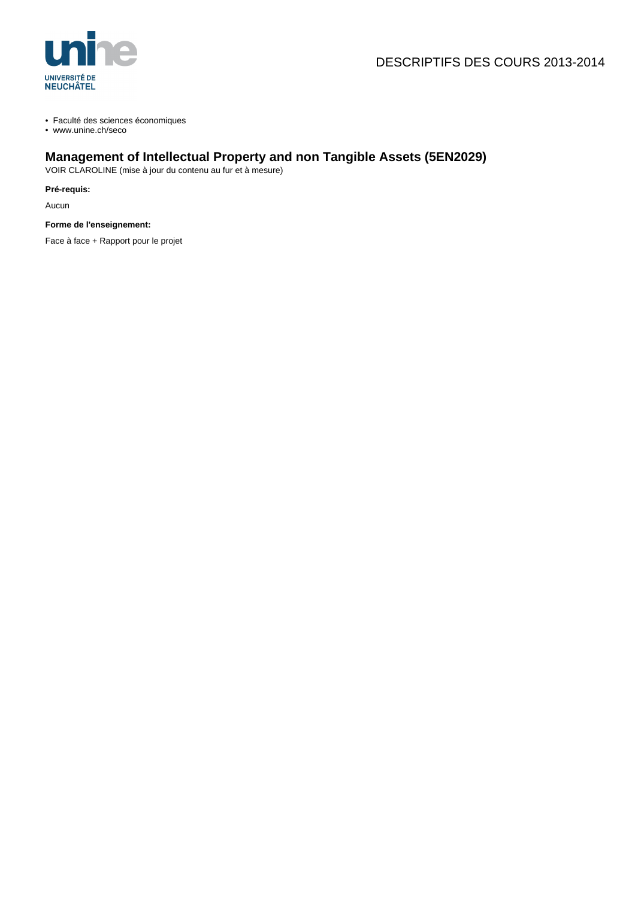- Faculté des sciences économiques
- www.unine.ch/seco

## Management of Intellectual Property and non Tangible Assets (5EN2029)

VOIR CLAROLINE (mise à jour du contenu au fur et à mesure)

**Pré-requis:**

Aucun

**Forme de l'enseignement:**

Face à face + Rapport pour le projet